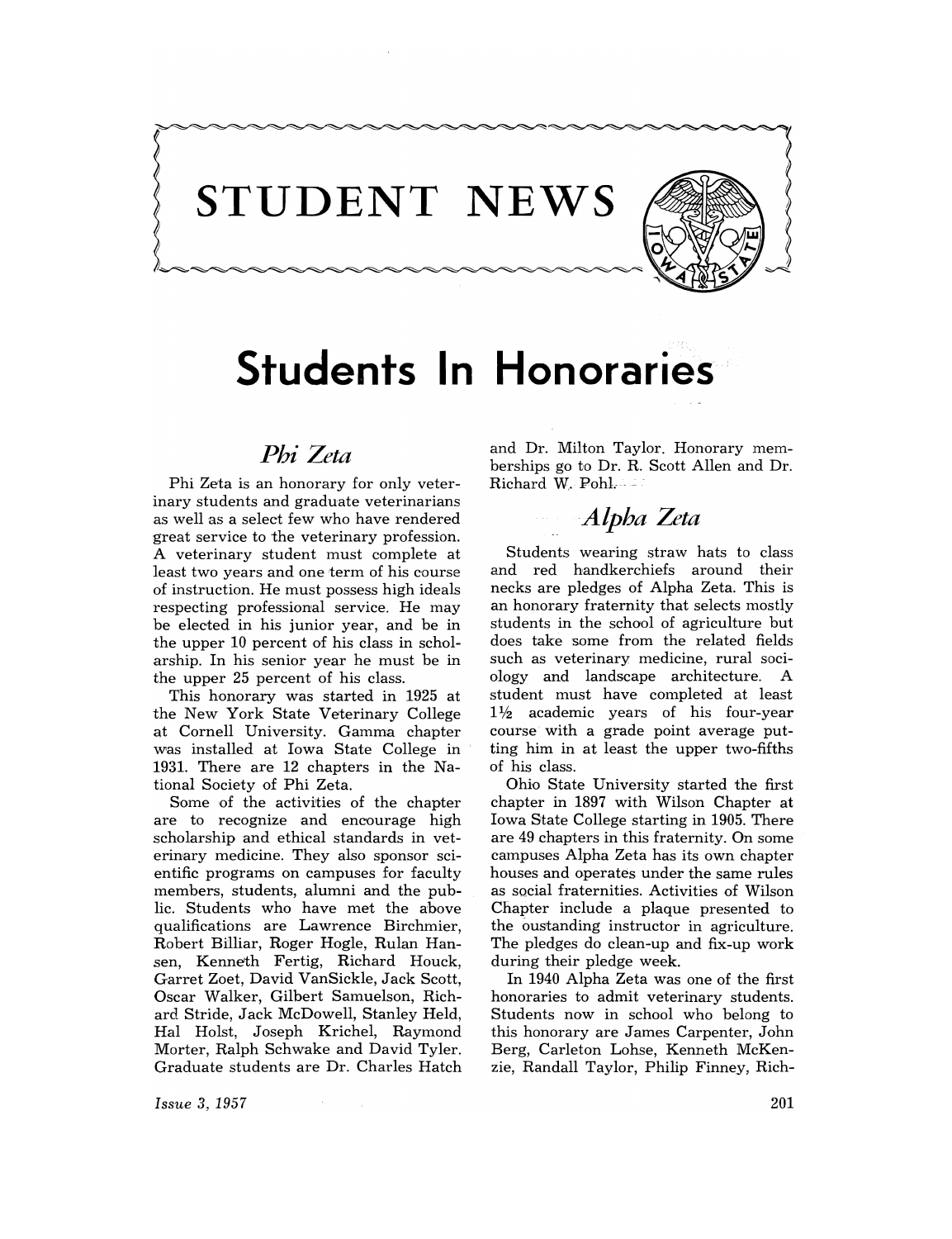# STUDENT NEWS

# Students In Honoraries

## *Phi Zeta*

Phi Zeta is an honorary for only veterinary students and graduate veterinarians as well as a select few who have rendered great service to the veterinary profession. A veterinary student must complete at least two years and one term of his course of instruction. He must possess high ideals respecting professional service. He may be elected in his junior year, and be in the upper 10 percent of his class in scholarship. In his senior year he must be in the upper 25 percent of his class.

This honorary was started in 1925 at the New York State Veterinary College at Cornell University. Gamma chapter was installed at Iowa State College in 1931. There are 12 chapters in the National Society of Phi Zeta.

Some of the activities of the chapter are to recognize and encourage high scholarship and ethical standards in veterinary medicine. They also sponsor scientific programs on campuses for faculty members, students, alumni and the public. Students who have met the above qualifications are Lawrence Birchmier, Robert Billiar, Roger Hogle, Rulan Hansen, Kenneth Fertig, Richard Houck, Garret Zoet, David VanSickle, Jack Scott, Oscar Walker, Gilbert Samuelson, Richard Stride, Jack McDowell, Stanley Held, Hal Holst, Joseph Krichel, Raymond Morter, Ralph Schwake and David Tyler. Graduate students are Dr. Charles Hatch and Dr. Milton Taylor. Honorary memberships go to Dr. R. Scott Allen and Dr. Richard W. Pohl.

## *Alpha Zeta*

Students wearing straw hats to class and red handkerchiefs around their necks are pledges of Alpha Zeta. This is an honorary fraternity that selects mostly students in the school of agriculture but does take some from the related fields such as veterinary medicine, rural sociology and landscape architecture. A student must have completed at least 1½ academic years of his four-year course with a grade point average putting him in at least the upper two-fifths of his class.

Ohio State University started the first chapter in 1897 with Wilson Chapter at Iowa State College starting in 1905. There are 49 chapters in this fraternity. On some campuses Alpha Zeta has its own chapter houses and operates under the same rules as social fraternities. Activities of Wilson Chapter include a plaque presented to the oustanding instructor in agriculture. The pledges do clean-up and fix-up work during their pledge week.

In 1940 Alpha Zeta was one of the first honoraries to admit veterinary students. Students now in school who belong to this honorary are James Carpenter, John Berg, Carleton Lohse, Kenneth McKenzie, Randall Taylor, Philip Finney, Rich-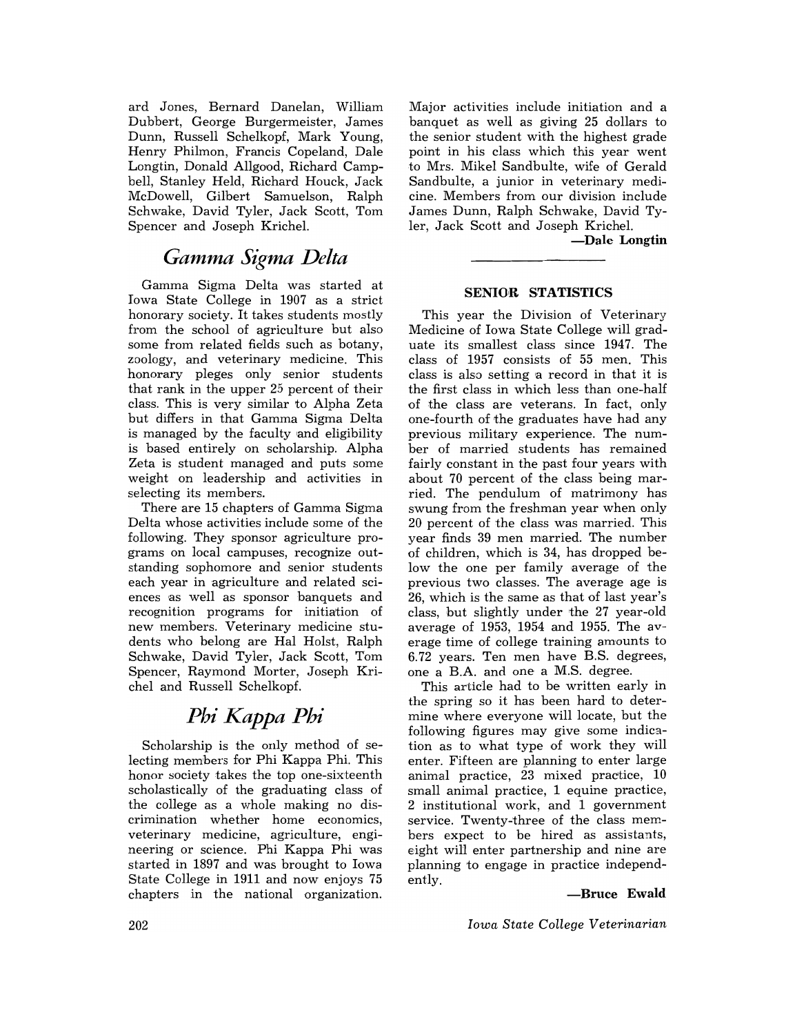ard Jones, Bernard Danelan, William Dubbert, George Burgermeister, James Dunn, Russell Schelkopf, Mark Young, Henry Philmon, Francis Copeland, Dale Longtin, Donald Allgood, Richard Campbell, Stanley Held, Richard Houck, Jack McDowell, Gilbert Samuelson, Ralph Schwake, David Tyler, Jack Scott, Tom Spencer and Joseph Krichel.

## *Gamma Sigma Delta*

Gamma Sigma Delta was started at Iowa State College in 1907 as a strict honorary society. It takes students mostly from the school of agriculture but also some from related fields such as botany, zoology, and veterinary medicine. This honorary pleges only senior students that rank in the upper 25 percent of their class. This is very similar to Alpha Zeta but differs in that Gamma Sigma Delta is managed by the faculty and eligibility is based entirely on scholarship. Alpha Zeta is student managed and puts some weight on leadership and activities in selecting its members.

There are 15 chapters of Gamma Sigma Delta whose activities include some of the following. They sponsor agriculture programs on local campuses, recognize outstanding sophomore and senior students each year in agriculture and related sciences as well as sponsor banquets and recognition programs for initiation of new members. Veterinary medicine students who belong are Hal Holst, Ralph Schwake, David Tyler, Jack Scott, Tom Spencer, Raymond Morter, Joseph Krichel and Russell Schelkopf.

## *Phi Kappa Phi*

Scholarship is the only method of selecting members for Phi Kappa Phi. This honor society takes the top one-sixteenth scholastically of the graduating class of the college as a whole making no discrimination whether home economics, veterinary medicine, agriculture, engineering or science. Phi Kappa Phi was started in 1897 and was brought to Iowa State College in 1911 and now enjoys 75 chapters in the national organization. Major activities include initiation and a banquet as well as giving 25 dollars to the senior student with the highest grade point in his class which this year went to Mrs. Mikel Sandbulte, wife of Gerald Sandbulte, a junior in veterinary medicine. Members from our division include James Dunn, Ralph Schwake, David Tyler, Jack Scott and Joseph Krichel.

**—Dale Longtin**

---

### SENIOR STATISTICS

This year the Division of Veterinary Medicine of Iowa State College will graduate its smallest class since 1947. The class of 1957 consists of 55 men. This class is also setting a record in that it is the first class in which less than one-half of the class are veterans. In fact, only one-fourth of the graduates have had any previous military experience. The number of married students has remained fairly constant in the past four years with about 70 percent of the class being married. The pendulum of matrimony has swung from the freshman year when only 20 percent of the class was married. This year finds 39 men married. The number of children, which is 34, has dropped below the one per family average of the previous two classes. The average age is 26, which is the same as that of last year's class, but slightly under the 27 year-old average of 1953, 1954 and 1955. The average time of college training amounts to 6.72 years. Ten men have B.S. degrees, one a B.A. and one a M.S. degree.

This article had to be written early in the spring so it has been hard to determine where everyone will locate, but the following figures may give some indication as to what type of work they will enter. Fifteen are planning to enter large animal practice, 23 mixed practice, 10 small animal practice, 1 equine practice, 2 institutional work, and 1 government service. Twenty-three of the class members expect to be hired as assistants, eight will enter partnership and nine are planning to engage in practice independently.

**—Bruce Ewald**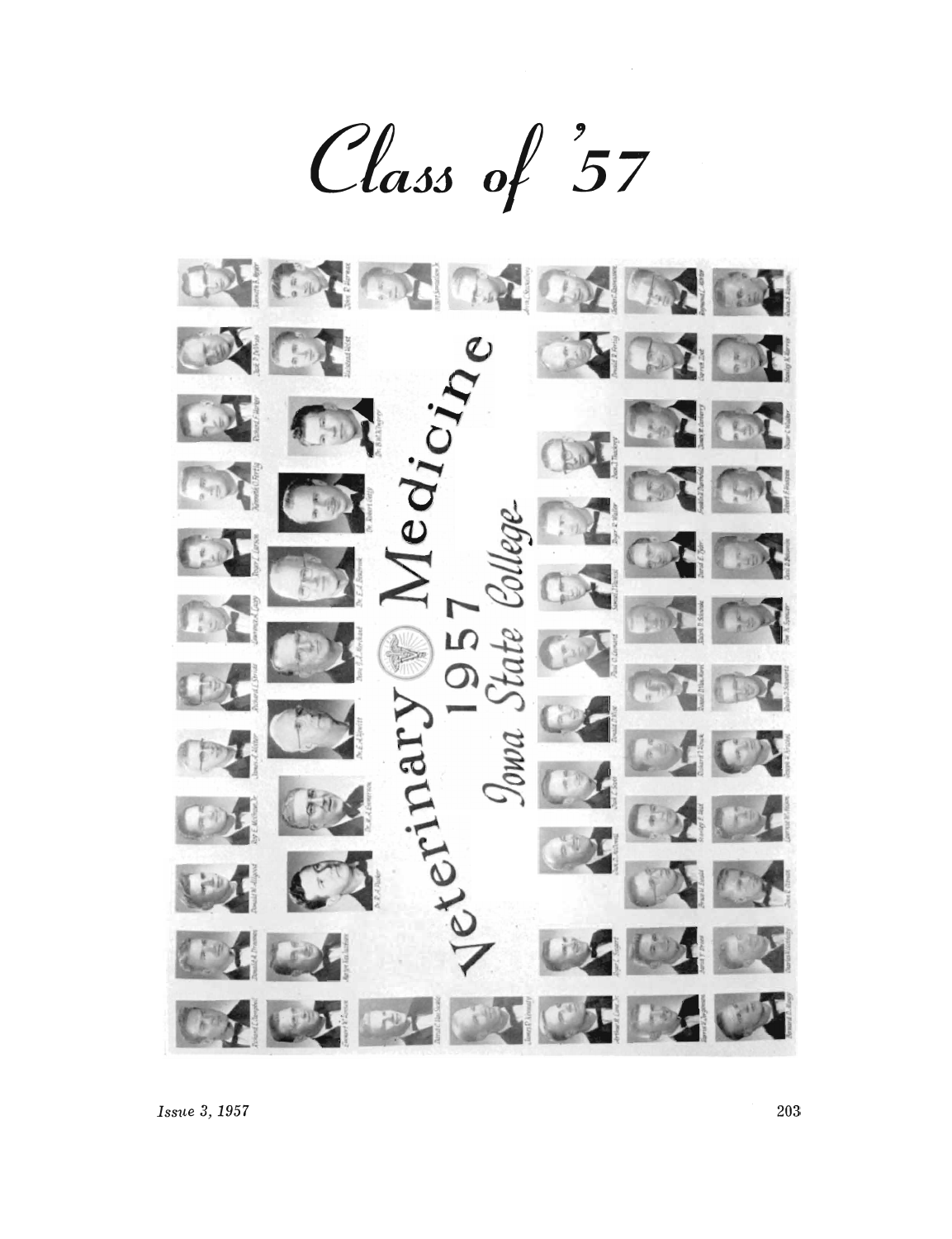# Class of '57

Veterinary Medicine 1957 Iowa State College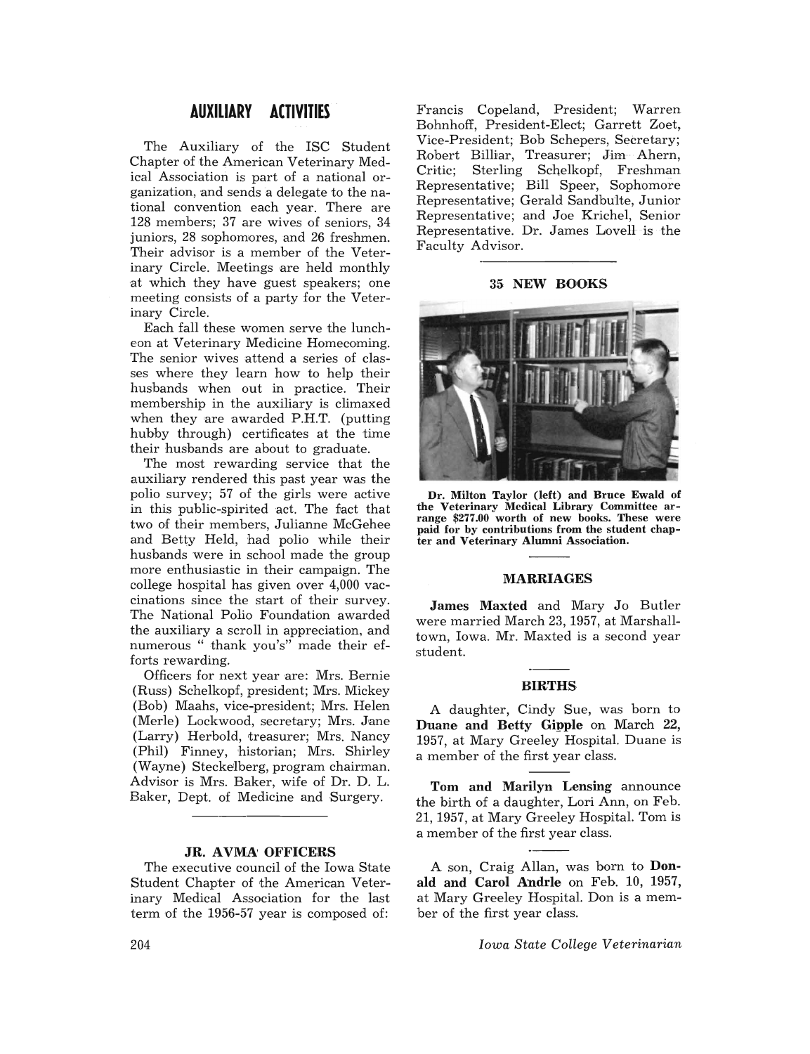## AUXILIARY ACTIVITIES

The Auxiliary of the ISC Student Chapter of the American Veterinary Medical Association is part of a national organization, and sends a delegate to the national convention each year. There are 128 members; 37 are wives of seniors, 34 juniors, 28 sophomores, and 26 freshmen. Their advisor is a member of the Veterinary Circle. Meetings are held monthly at which they have guest speakers; one meeting consists of a party for the Veterinary Circle.

Each fall these women serve the luncheon at Veterinary Medicine Homecoming. The senior wives attend a series of classes where they learn how to help their husbands when out in practice. Their membership in the auxiliary is climaxed when they are awarded P.H.T. (putting hubby through) certificates at the time their husbands are about to graduate.

The most rewarding service that the auxiliary rendered this past year was the polio survey; 57 of the girls were active in this public-spirited act. The fact that two of their members, Julianne McGehee and Betty Held, had polio while their husbands were in school made the group more enthusiastic in their campaign. The college hospital has given over 4,000 vaccinations since the start of their survey. The National Polio Foundation awarded the auxiliary a scroll in appreciation, and numerous " thank you's" made their efforts rewarding.

Officers for next year are: Mrs. Bernie (Russ) Schelkopf, president; Mrs. Mickey (Bob) Maahs, vice-president; Mrs. Helen (Merle) Lockwood, secretary; Mrs. Jane (Larry) Herbold, treasurer; Mrs. Nancy (Phil) Finney, historian; Mrs. Shirley (Wayne) Steckelberg, program chairman. Advisor is Mrs. Baker, wife of Dr. D. L. Baker, Dept. of Medicine and Surgery.

### JR. AVMA OFFICERS

The executive council of the Iowa State Student Chapter of the American Veterinary Medical Association for the last term of the 1956-57 year is composed of: Francis Copeland, President; Warren Bohnhoff, President-Elect; Garrett Zoet, Vice-President; Bob Schepers, Secretary; Robert Billiar, Treasurer; Jim Ahern, Critic; Sterling Schelkopf, Freshman Representative; Bill Speer, Sophomore Representative; Gerald Sandbulte, Junior Representative; and Joe Krichel, Senior Representative. Dr. James Lovell is the Faculty Advisor.

### 35 NEW BOOKS

**Dr. Milton Taylor (left) and Bruce Ewald of the Veterinary Medical Library Committee arrange $277.00 worth of new books. These were paid for by contributions from the student chapter and Veterinary Alumni Association.**

### MARRIAGES

**James Maxted** and Mary Jo Butler were married March 23, 1957, at Marshalltown, Iowa. Mr. Maxted is a second year student.

### BIRTHS

A daughter, Cindy Sue, was born to **Duane and Betty Gipple** on March 22, 1957, at Mary Greeley Hospital. Duane is a member of the first year class.

**Tom and Marilyn Lensing** announce the birth of a daughter, Lori Ann, on Feb. 21, 1957, at Mary Greeley Hospital. Tom is a member of the first year class.

A son, Craig Allan, was born to **Donald and Carol Andrle** on Feb. 10, 1957, at Mary Greeley Hospital. Don is a member of the first year class.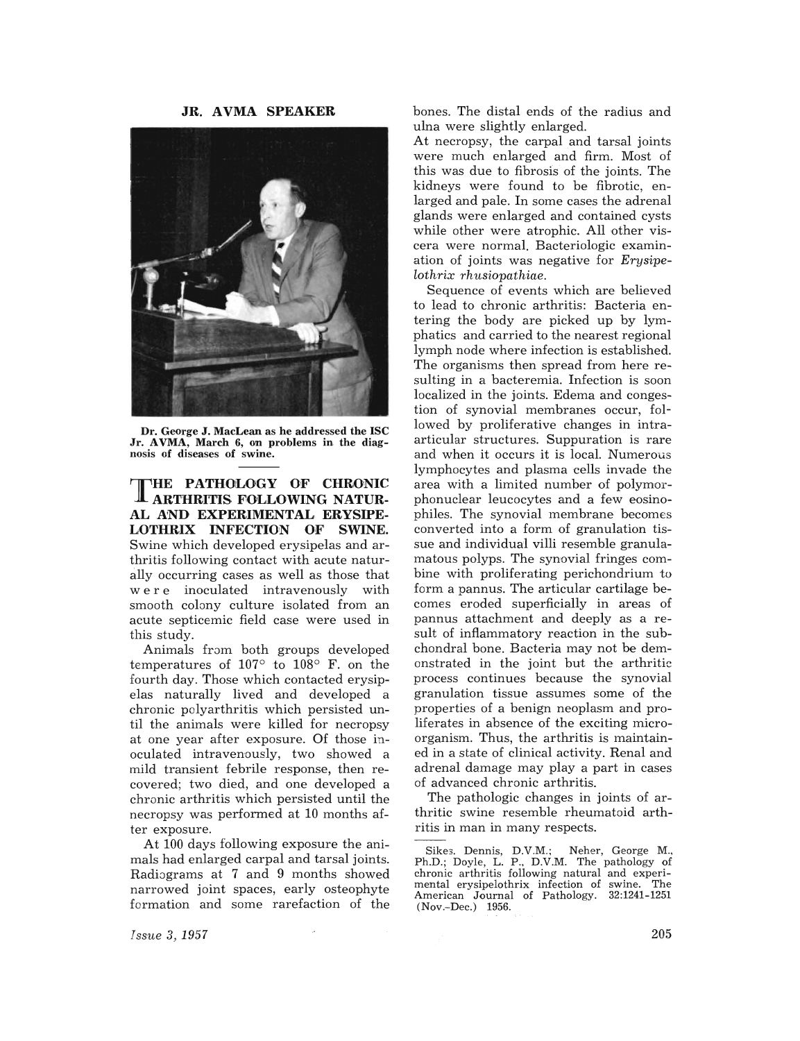## JR. AVMA SPEAKER

Dr. George J. MacLean as he addressed the ISC Jr. AVMA, March 6, on problems in the diagnosis of diseases of swine.

## THE PATHOLOGY OF CHRONIC ARTHRITIS FOLLOWING NATURAL AND EXPERIMENTAL ERYSIPELOTHRIX INFECTION OF SWINE.

Swine which developed erysipelas and arthritis following contact with acute naturally occurring cases as well as those that were inoculated intravenously with smooth colony culture isolated from an acute septicemic field case were used in this study.

Animals from both groups developed temperatures of 107° to 108° F. on the fourth day. Those which contacted erysipelas naturally lived and developed a chronic polyarthritis which persisted until the animals were killed for necropsy at one year after exposure. Of those inoculated intravenously, two showed a mild transient febrile response, then recovered; two died, and one developed a chronic arthritis which persisted until the necropsy was performed at 10 months after exposure.

At 100 days following exposure the animals had enlarged carpal and tarsal joints. Radiograms at 7 and 9 months showed narrowed joint spaces, early osteophyte formation and some rarefaction of the bones. The distal ends of the radius and ulna were slightly enlarged.

At necropsy, the carpal and tarsal joints were much enlarged and firm. Most of this was due to fibrosis of the joints. The kidneys were found to be fibrotic, enlarged and pale. In some cases the adrenal glands were enlarged and contained cysts while other were atrophic. All other viscera were normal. Bacteriologic examination of joints was negative for *Erysipelothrix rhusiopathiae*.

Sequence of events which are believed to lead to chronic arthritis: Bacteria entering the body are picked up by lymphatics and carried to the nearest regional lymph node where infection is established. The organisms then spread from here resulting in a bacteremia. Infection is soon localized in the joints. Edema and congestion of synovial membranes occur, followed by proliferative changes in intraarticular structures. Suppuration is rare and when it occurs it is local. Numerous lymphocytes and plasma cells invade the area with a limited number of polymorphonuclear leucocytes and a few eosinophiles. The synovial membrane becomes converted into a form of granulation tissue and individual villi resemble granulamatous polyps. The synovial fringes combine with proliferating perichondrium to form a pannus. The articular cartilage becomes eroded superficially in areas of pannus attachment and deeply as a result of inflammatory reaction in the subchondral bone. Bacteria may not be demonstrated in the joint but the arthritic process continues because the synovial granulation tissue assumes some of the properties of a benign neoplasm and proliferates in absence of the exciting microorganism. Thus, the arthritis is maintained in a state of clinical activity. Renal and adrenal damage may play a part in cases of advanced chronic arthritis.

The pathologic changes in joints of arthritic swine resemble rheumatoid arthritis in man in many respects.

---

Sikes, Dennis, D.V.M.; Neher, George M., Ph.D.; Doyle, L. P., D.V.M. The pathology of chronic arthritis following natural and experimental erysipelothrix infection of swine. The American Journal of Pathology. 32:1241-1251 (Nov.-Dec.) 1956.